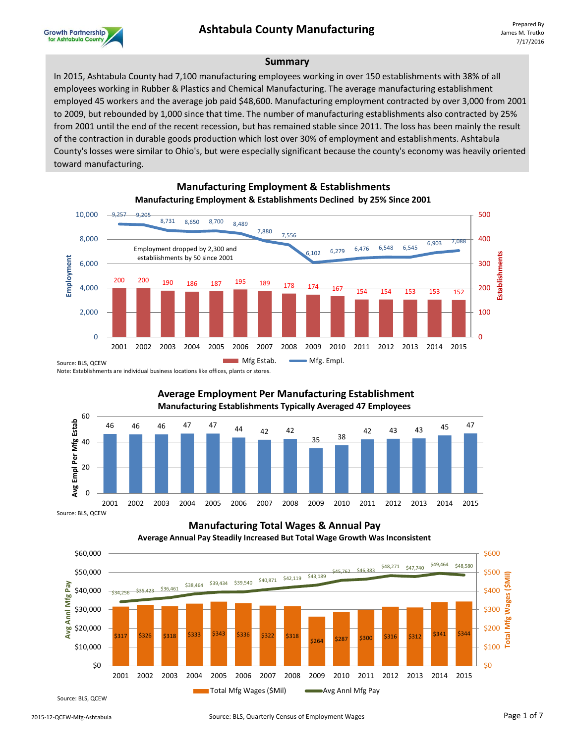Growth Partnership for Ashtabula County

# Ashtabula County Manufacturing

Prepared By
James M. Trutko
7/17/2016

## Summary

In 2015, Ashtabula County had 7,100 manufacturing employees working in over 150 establishments with 38% of all employees working in Rubber & Plastics and Chemical Manufacturing. The average manufacturing establishment employed 45 workers and the average job paid $48,600. Manufacturing employment contracted by over 3,000 from 2001 to 2009, but rebounded by 1,000 since that time. The number of manufacturing establishments also contracted by 25% from 2001 until the end of the recent recession, but has remained stable since 2011. The loss has been mainly the result of the contraction in durable goods production which lost over 30% of employment and establishments. Ashtabula County's losses were similar to Ohio's, but were especially significant because the county's economy was heavily oriented toward manufacturing.

## Manufacturing Employment & Establishments

### Manufacturing Employment & Establishments Declined by 25% Since 2001

Employment dropped by 2,300 and estabiishments by 50 since 2001

| Year | Mfg. Empl. | Mfg Estab. |
|---|---|---|
| 2001 | 9,257 | 200 |
| 2002 | 9,205 | 200 |
| 2003 | 8,731 | 190 |
| 2004 | 8,650 | 186 |
| 2005 | 8,700 | 187 |
| 2006 | 8,489 | 195 |
| 2007 | 7,880 | 189 |
| 2008 | 7,556 | 178 |
| 2009 | 6,102 | 174 |
| 2010 | 6,279 | 167 |
| 2011 | 6,476 | 154 |
| 2012 | 6,548 | 154 |
| 2013 | 6,545 | 153 |
| 2014 | 6,903 | 153 |
| 2015 | 7,088 | 152 |

Source: BLS, QCEW
Note: Establishments are individual business locations like offices, plants or stores.

## Average Employment Per Manufacturing Establishment

### Manufacturing Establishments Typically Averaged 47 Employees

| Year | Avg Empl Per Mfg Estab |
|---|---|
| 2001 | 46 |
| 2002 | 46 |
| 2003 | 46 |
| 2004 | 47 |
| 2005 | 47 |
| 2006 | 44 |
| 2007 | 42 |
| 2008 | 42 |
| 2009 | 35 |
| 2010 | 38 |
| 2011 | 42 |
| 2012 | 43 |
| 2013 | 43 |
| 2014 | 45 |
| 2015 | 47 |

Source: BLS, QCEW

## Manufacturing Total Wages & Annual Pay

### Average Annual Pay Steadily Increased But Total Wage Growth Was Inconsistent

| Year | Total Mfg Wages ($Mil) | Avg Annl Mfg Pay |
|---|---|---|
| 2001 | $317 | $34,256 |
| 2002 | $326 | $35,423 |
| 2003 | $318 | $36,461 |
| 2004 | $333 | $38,464 |
| 2005 | $343 | $39,434 |
| 2006 | $336 | $39,540 |
| 2007 | $322 | $40,871 |
| 2008 | $318 | $42,119 |
| 2009 | $264 | $43,189 |
| 2010 | $287 | $45,762 |
| 2011 | $300 | $46,383 |
| 2012 | $316 | $48,271 |
| 2013 | $312 | $47,740 |
| 2014 | $341 | $49,464 |
| 2015 | $344 | $48,580 |

Source: BLS, QCEW

2015-12-QCEW-Mfg-Ashtabula

Source: BLS, Quarterly Census of Employment Wages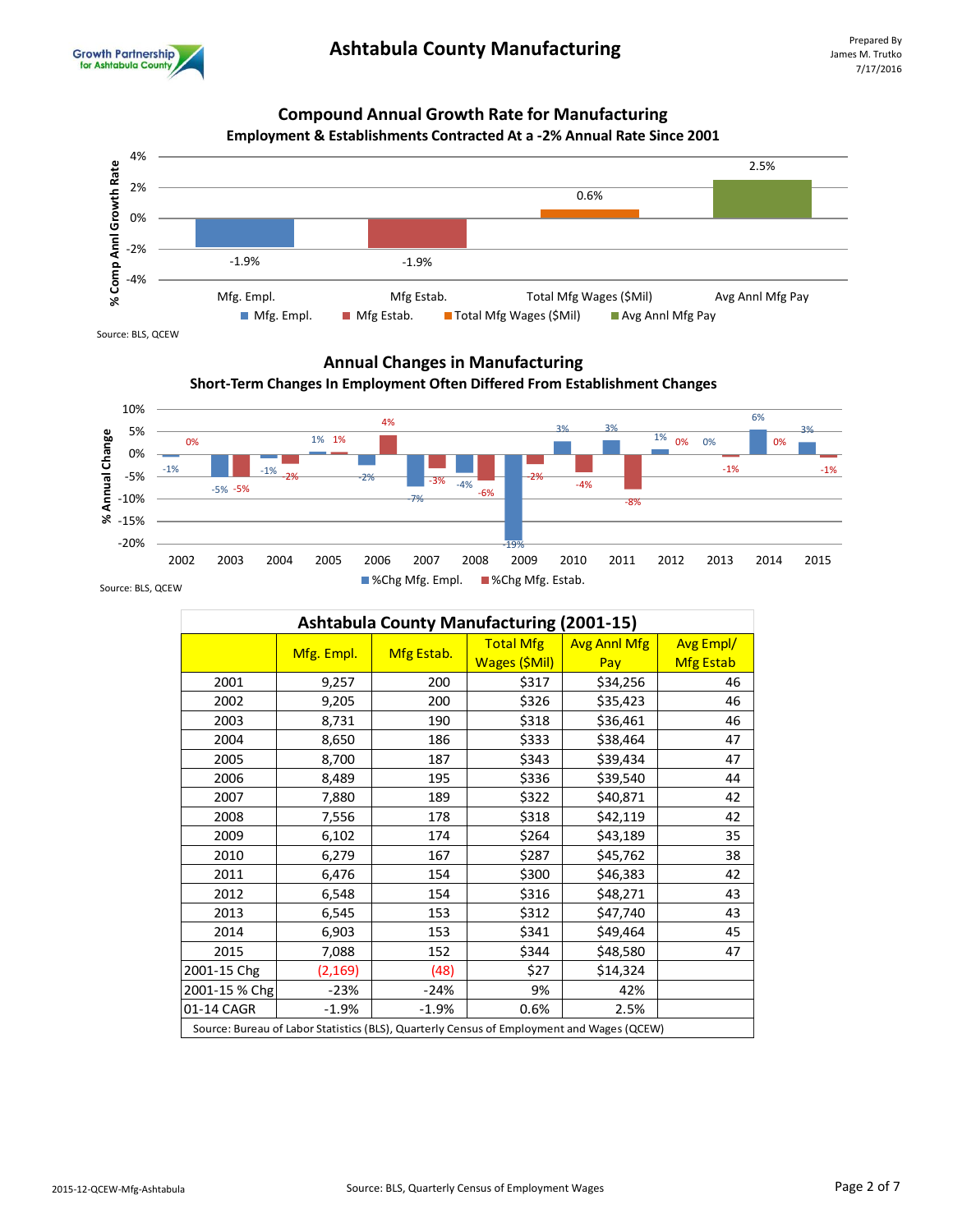# Ashtabula County Manufacturing

Prepared By
James M. Trutko
7/17/2016

## Compound Annual Growth Rate for Manufacturing

**Employment & Establishments Contracted At a -2% Annual Rate Since 2001**

| | Mfg. Empl. | Mfg Estab. | Total Mfg Wages ($Mil) | Avg Annl Mfg Pay |
|---|---|---|---|---|
| % Comp Annl Growth Rate | -1.9% | -1.9% | 0.6% | 2.5% |

Source: BLS, QCEW

## Annual Changes in Manufacturing

**Short-Term Changes In Employment Often Differed From Establishment Changes**

| | 2002 | 2003 | 2004 | 2005 | 2006 | 2007 | 2008 | 2009 | 2010 | 2011 | 2012 | 2013 | 2014 | 2015 |
|---|---|---|---|---|---|---|---|---|---|---|---|---|---|---|
| %Chg Mfg. Empl. | -1% | -5% | -1% | 1% | -2% | -7% | -4% | -19% | 3% | 3% | 1% | 0% | 6% | 3% |
| %Chg Mfg. Estab. | 0% | -5% | -2% | 1% | 4% | -3% | -6% | -2% | -4% | -8% | 0% | -1% | 0% | -1% |

Source: BLS, QCEW

| Ashtabula County Manufacturing (2001-15) | | | | | |
|---|---|---|---|---|---|
| | Mfg. Empl. | Mfg Estab. | Total Mfg Wages ($Mil) | Avg Annl Mfg Pay | Avg Empl/ Mfg Estab |
| 2001 | 9,257 | 200 | $317 | $34,256 | 46 |
| 2002 | 9,205 | 200 | $326 | $35,423 | 46 |
| 2003 | 8,731 | 190 | $318 | $36,461 | 46 |
| 2004 | 8,650 | 186 | $333 | $38,464 | 47 |
| 2005 | 8,700 | 187 | $343 | $39,434 | 47 |
| 2006 | 8,489 | 195 | $336 | $39,540 | 44 |
| 2007 | 7,880 | 189 | $322 | $40,871 | 42 |
| 2008 | 7,556 | 178 | $318 | $42,119 | 42 |
| 2009 | 6,102 | 174 | $264 | $43,189 | 35 |
| 2010 | 6,279 | 167 | $287 | $45,762 | 38 |
| 2011 | 6,476 | 154 | $300 | $46,383 | 42 |
| 2012 | 6,548 | 154 | $316 | $48,271 | 43 |
| 2013 | 6,545 | 153 | $312 | $47,740 | 43 |
| 2014 | 6,903 | 153 | $341 | $49,464 | 45 |
| 2015 | 7,088 | 152 | $344 | $48,580 | 47 |
| 2001-15 Chg | (2,169) | (48) | $27 | $14,324 | |
| 2001-15 % Chg | -23% | -24% | 9% | 42% | |
| 01-14 CAGR | -1.9% | -1.9% | 0.6% | 2.5% | |

Source: Bureau of Labor Statistics (BLS), Quarterly Census of Employment and Wages (QCEW)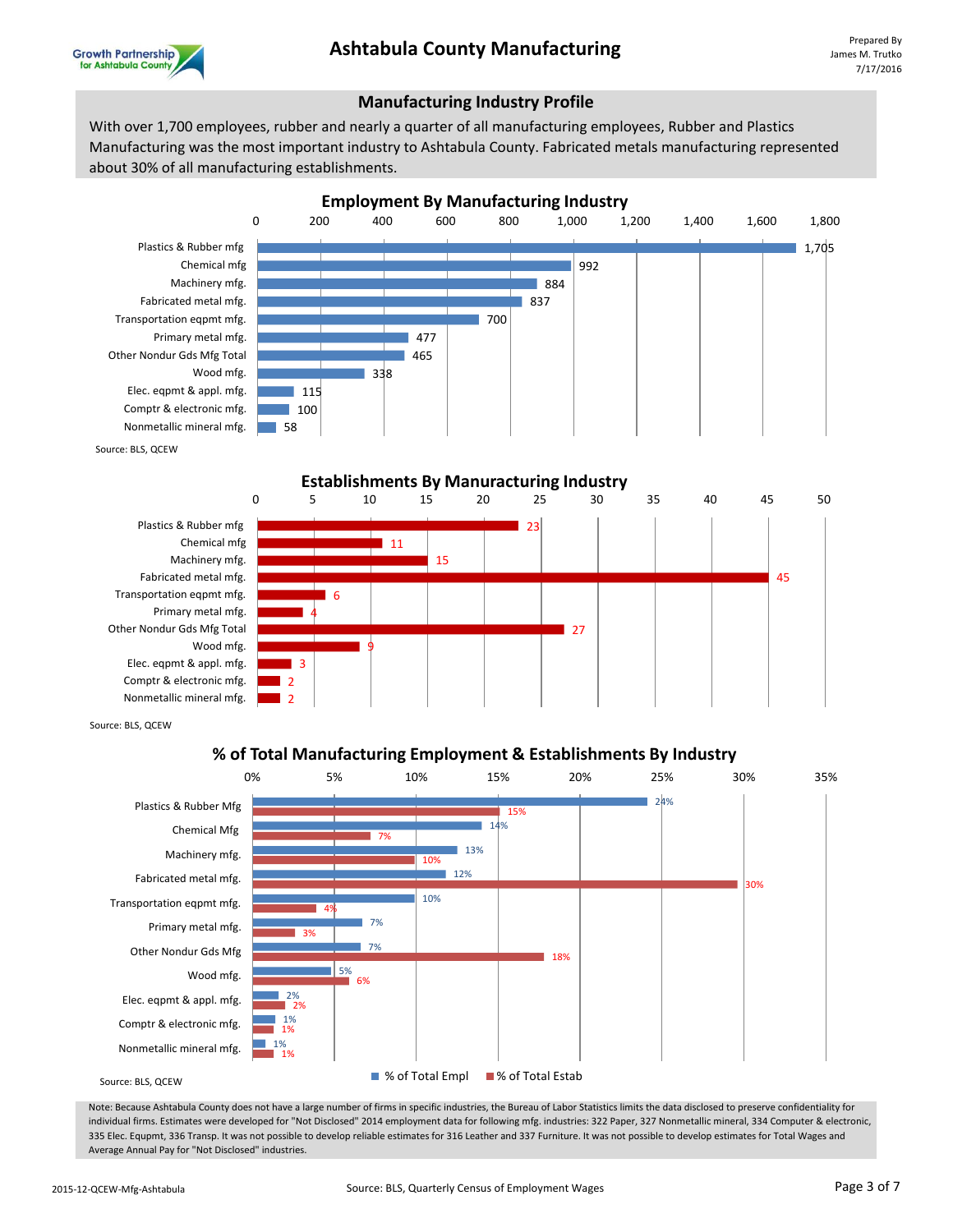# Ashtabula County Manufacturing

Prepared By
James M. Trutko
7/17/2016

## Manufacturing Industry Profile

With over 1,700 employees, rubber and nearly a quarter of all manufacturing employees, Rubber and Plastics Manufacturing was the most important industry to Ashtabula County. Fabricated metals manufacturing represented about 30% of all manufacturing establishments.

### Employment By Manufacturing Industry

| Industry | Employment |
|---|---|
| Plastics & Rubber mfg | 1,705 |
| Chemical mfg | 992 |
| Machinery mfg. | 884 |
| Fabricated metal mfg. | 837 |
| Transportation eqpmt mfg. | 700 |
| Primary metal mfg. | 477 |
| Other Nondur Gds Mfg Total | 465 |
| Wood mfg. | 338 |
| Elec. eqpmt & appl. mfg. | 115 |
| Comptr & electronic mfg. | 100 |
| Nonmetallic mineral mfg. | 58 |

Source: BLS, QCEW

### Establishments By Manuracturing Industry

| Industry | Establishments |
|---|---|
| Plastics & Rubber mfg | 23 |
| Chemical mfg | 11 |
| Machinery mfg. | 15 |
| Fabricated metal mfg. | 45 |
| Transportation eqpmt mfg. | 6 |
| Primary metal mfg. | 4 |
| Other Nondur Gds Mfg Total | 27 |
| Wood mfg. | 9 |
| Elec. eqpmt & appl. mfg. | 3 |
| Comptr & electronic mfg. | 2 |
| Nonmetallic mineral mfg. | 2 |

Source: BLS, QCEW

### % of Total Manufacturing Employment & Establishments By Industry

| Industry | % of Total Empl | % of Total Estab |
|---|---|---|
| Plastics & Rubber Mfg | 24% | 15% |
| Chemical Mfg | 14% | 7% |
| Machinery mfg. | 13% | 10% |
| Fabricated metal mfg. | 12% | 30% |
| Transportation eqpmt mfg. | 10% | 4% |
| Primary metal mfg. | 7% | 3% |
| Other Nondur Gds Mfg | 7% | 18% |
| Wood mfg. | 5% | 6% |
| Elec. eqpmt & appl. mfg. | 2% | 2% |
| Comptr & electronic mfg. | 1% | 1% |
| Nonmetallic mineral mfg. | 1% | 1% |

Source: BLS, QCEW

Note: Because Ashtabula County does not have a large number of firms in specific industries, the Bureau of Labor Statistics limits the data disclosed to preserve confidentiality for individual firms. Estimates were developed for "Not Disclosed" 2014 employment data for following mfg. industries: 322 Paper, 327 Nonmetallic mineral, 334 Computer & electronic, 335 Elec. Equpmt, 336 Transp. It was not possible to develop reliable estimates for 316 Leather and 337 Furniture. It was not possible to develop estimates for Total Wages and Average Annual Pay for "Not Disclosed" industries.

2015-12-QCEW-Mfg-Ashtabula

Source: BLS, Quarterly Census of Employment Wages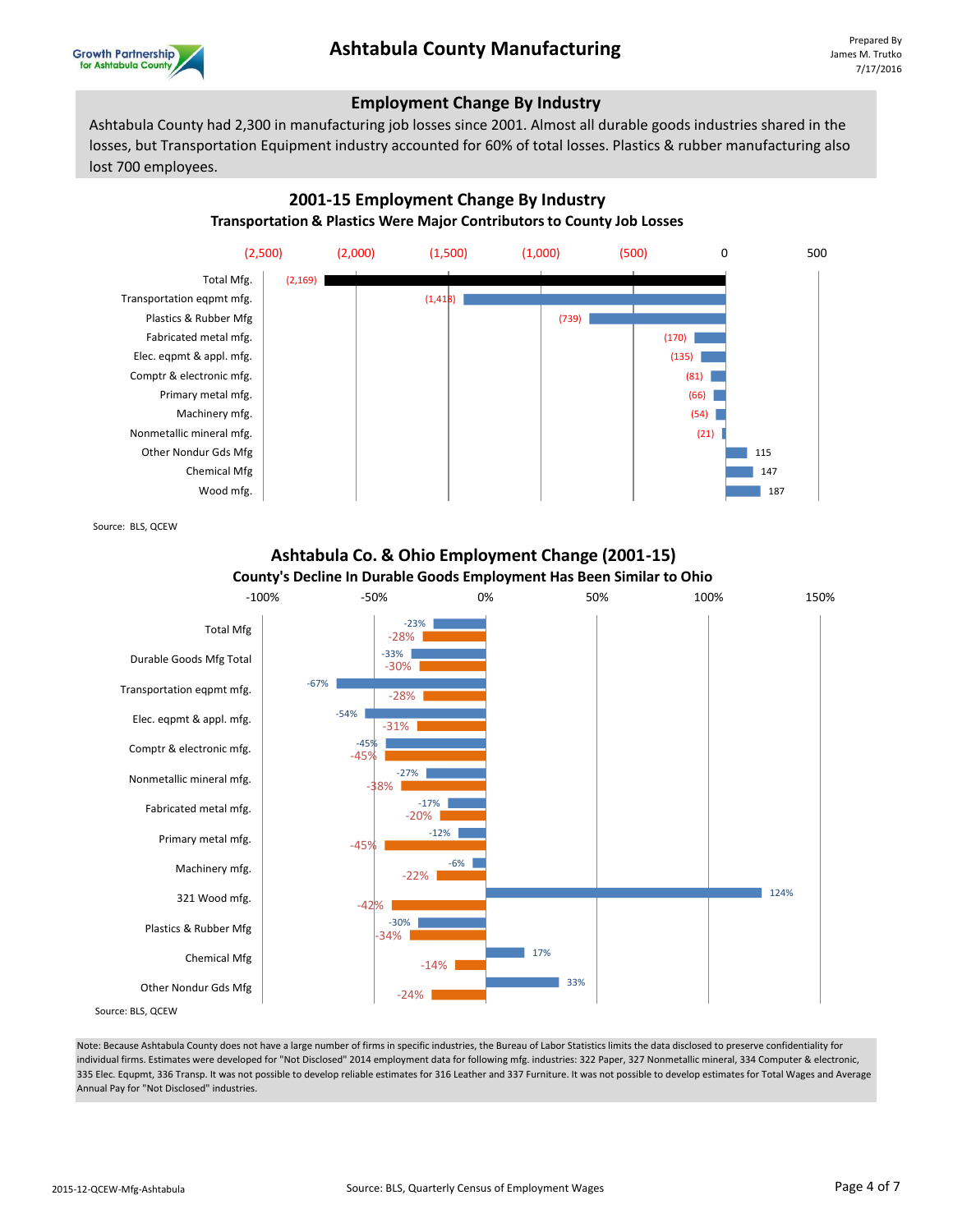# Ashtabula County Manufacturing

Prepared By
James M. Trutko
7/17/2016

## Employment Change By Industry

Ashtabula County had 2,300 in manufacturing job losses since 2001. Almost all durable goods industries shared in the losses, but Transportation Equipment industry accounted for 60% of total losses. Plastics & rubber manufacturing also lost 700 employees.

### 2001-15 Employment Change By Industry

**Transportation & Plastics Were Major Contributors to County Job Losses**

| Industry | Employment Change |
|---|---|
| Total Mfg. | (2,169) |
| Transportation eqpmt mfg. | (1,418) |
| Plastics & Rubber Mfg | (739) |
| Fabricated metal mfg. | (170) |
| Elec. eqpmt & appl. mfg. | (135) |
| Comptr & electronic mfg. | (81) |
| Primary metal mfg. | (66) |
| Machinery mfg. | (54) |
| Nonmetallic mineral mfg. | (21) |
| Other Nondur Gds Mfg | 115 |
| Chemical Mfg | 147 |
| Wood mfg. | 187 |

Source: BLS, QCEW

### Ashtabula Co. & Ohio Employment Change (2001-15)

**County's Decline In Durable Goods Employment Has Been Similar to Ohio**

| Industry | Ashtabula Co. | Ohio |
|---|---|---|
| Total Mfg | -23% | -28% |
| Durable Goods Mfg Total | -33% | -30% |
| Transportation eqpmt mfg. | -67% | -28% |
| Elec. eqpmt & appl. mfg. | -54% | -31% |
| Comptr & electronic mfg. | -45% | -45% |
| Nonmetallic mineral mfg. | -27% | -38% |
| Fabricated metal mfg. | -17% | -20% |
| Primary metal mfg. | -12% | -45% |
| Machinery mfg. | -6% | -22% |
| 321 Wood mfg. | 124% | -42% |
| Plastics & Rubber Mfg | -30% | -34% |
| Chemical Mfg | 17% | -14% |
| Other Nondur Gds Mfg | 33% | -24% |

Source: BLS, QCEW

Note: Because Ashtabula County does not have a large number of firms in specific industries, the Bureau of Labor Statistics limits the data disclosed to preserve confidentiality for individual firms. Estimates were developed for "Not Disclosed" 2014 employment data for following mfg. industries: 322 Paper, 327 Nonmetallic mineral, 334 Computer & electronic, 335 Elec. Equpmt, 336 Transp. It was not possible to develop reliable estimates for 316 Leather and 337 Furniture. It was not possible to develop estimates for Total Wages and Average Annual Pay for "Not Disclosed" industries.

Source: BLS, Quarterly Census of Employment Wages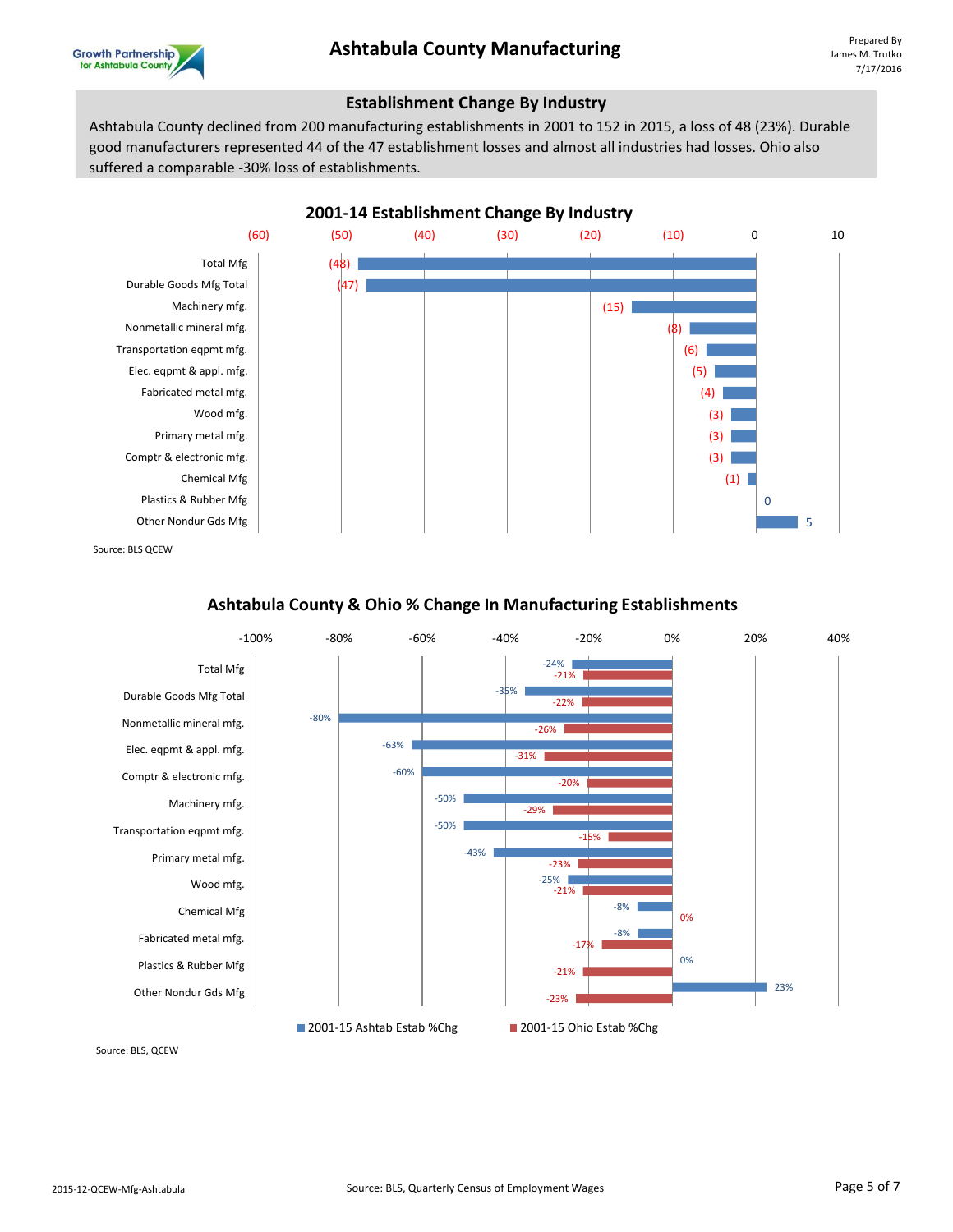# Ashtabula County Manufacturing

Prepared By
James M. Trutko
7/17/2016

## Establishment Change By Industry

Ashtabula County declined from 200 manufacturing establishments in 2001 to 152 in 2015, a loss of 48 (23%). Durable good manufacturers represented 44 of the 47 establishment losses and almost all industries had losses. Ohio also suffered a comparable -30% loss of establishments.

### 2001-14 Establishment Change By Industry

| Industry | Change |
|---|---|
| Total Mfg | (48) |
| Durable Goods Mfg Total | (47) |
| Machinery mfg. | (15) |
| Nonmetallic mineral mfg. | (8) |
| Transportation eqpmt mfg. | (6) |
| Elec. eqpmt & appl. mfg. | (5) |
| Fabricated metal mfg. | (4) |
| Wood mfg. | (3) |
| Primary metal mfg. | (3) |
| Comptr & electronic mfg. | (3) |
| Chemical Mfg | (1) |
| Plastics & Rubber Mfg | 0 |
| Other Nondur Gds Mfg | 5 |

Source: BLS QCEW

### Ashtabula County & Ohio % Change In Manufacturing Establishments

| Industry | 2001-15 Ashtab Estab %Chg | 2001-15 Ohio Estab %Chg |
|---|---|---|
| Total Mfg | -24% | -21% |
| Durable Goods Mfg Total | -35% | -22% |
| Nonmetallic mineral mfg. | -80% | -26% |
| Elec. eqpmt & appl. mfg. | -63% | -31% |
| Comptr & electronic mfg. | -60% | -20% |
| Machinery mfg. | -50% | -29% |
| Transportation eqpmt mfg. | -50% | -15% |
| Primary metal mfg. | -43% | -23% |
| Wood mfg. | -25% | -21% |
| Chemical Mfg | -8% | 0% |
| Fabricated metal mfg. | -8% | -17% |
| Plastics & Rubber Mfg | 0% | -21% |
| Other Nondur Gds Mfg | 23% | -23% |

Source: BLS, QCEW

2015-12-QCEW-Mfg-Ashtabula

Source: BLS, Quarterly Census of Employment Wages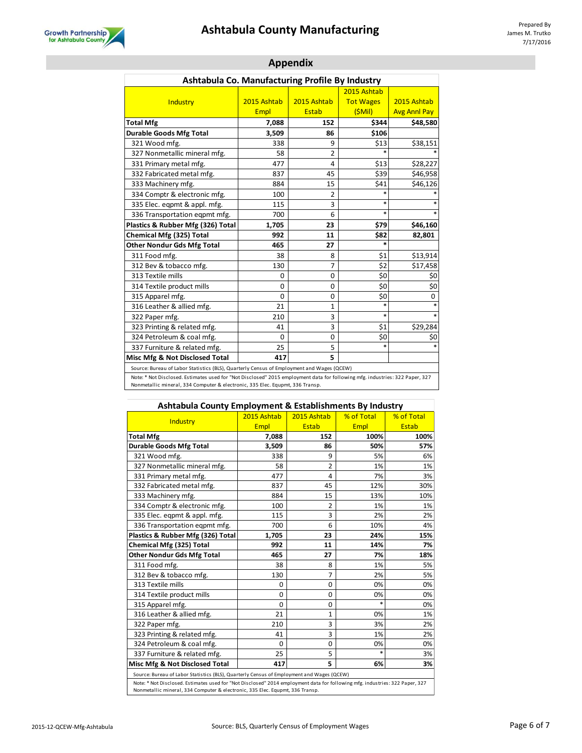## Appendix

### Ashtabula Co. Manufacturing Profile By Industry

| Industry | 2015 Ashtab Empl | 2015 Ashtab Estab | 2015 Ashtab Tot Wages ($Mil) | 2015 Ashtab Avg Annl Pay |
|---|---|---|---|---|
| **Total Mfg** | **7,088** | **152** | **$344** | **$48,580** |
| **Durable Goods Mfg Total** | **3,509** | **86** | **$106** | |
| 321 Wood mfg. | 338 | 9 | $13 | $38,151 |
| 327 Nonmetallic mineral mfg. | 58 | 2 | * | * |
| 331 Primary metal mfg. | 477 | 4 | $13 | $28,227 |
| 332 Fabricated metal mfg. | 837 | 45 | $39 | $46,958 |
| 333 Machinery mfg. | 884 | 15 | $41 | $46,126 |
| 334 Comptr & electronic mfg. | 100 | 2 | * | * |
| 335 Elec. eqpmt & appl. mfg. | 115 | 3 | * | * |
| 336 Transportation eqpmt mfg. | 700 | 6 | * | * |
| **Plastics & Rubber Mfg (326) Total** | **1,705** | **23** | **$79** | **$46,160** |
| **Chemical Mfg (325) Total** | **992** | **11** | **$82** | **82,801** |
| **Other Nondur Gds Mfg Total** | **465** | **27** | * | |
| 311 Food mfg. | 38 | 8 | $1 | $13,914 |
| 312 Bev & tobacco mfg. | 130 | 7 | $2 | $17,458 |
| 313 Textile mills | 0 | 0 | $0 | $0 |
| 314 Textile product mills | 0 | 0 | $0 | $0 |
| 315 Apparel mfg. | 0 | 0 | $0 | 0 |
| 316 Leather & allied mfg. | 21 | 1 | * | * |
| 322 Paper mfg. | 210 | 3 | * | * |
| 323 Printing & related mfg. | 41 | 3 | $1 | $29,284 |
| 324 Petroleum & coal mfg. | 0 | 0 | $0 | $0 |
| 337 Furniture & related mfg. | 25 | 5 | * | * |
| **Misc Mfg & Not Disclosed Total** | **417** | **5** | | |

Source: Bureau of Labor Statistics (BLS), Quarterly Census of Employment and Wages (QCEW)

Note: * Not Disclosed. Estimates used for "Not Disclosed" 2015 employment data for following mfg. industries: 322 Paper, 327 Nonmetallic mineral, 334 Computer & electronic, 335 Elec. Equpmt, 336 Transp.

### Ashtabula County Employment & Establishments By Industry

| Industry | 2015 Ashtab Empl | 2015 Ashtab Estab | % of Total Empl | % of Total Estab |
|---|---|---|---|---|
| **Total Mfg** | **7,088** | **152** | **100%** | **100%** |
| **Durable Goods Mfg Total** | **3,509** | **86** | **50%** | **57%** |
| 321 Wood mfg. | 338 | 9 | 5% | 6% |
| 327 Nonmetallic mineral mfg. | 58 | 2 | 1% | 1% |
| 331 Primary metal mfg. | 477 | 4 | 7% | 3% |
| 332 Fabricated metal mfg. | 837 | 45 | 12% | 30% |
| 333 Machinery mfg. | 884 | 15 | 13% | 10% |
| 334 Comptr & electronic mfg. | 100 | 2 | 1% | 1% |
| 335 Elec. eqpmt & appl. mfg. | 115 | 3 | 2% | 2% |
| 336 Transportation eqpmt mfg. | 700 | 6 | 10% | 4% |
| **Plastics & Rubber Mfg (326) Total** | **1,705** | **23** | **24%** | **15%** |
| **Chemical Mfg (325) Total** | **992** | **11** | **14%** | **7%** |
| **Other Nondur Gds Mfg Total** | **465** | **27** | **7%** | **18%** |
| 311 Food mfg. | 38 | 8 | 1% | 5% |
| 312 Bev & tobacco mfg. | 130 | 7 | 2% | 5% |
| 313 Textile mills | 0 | 0 | 0% | 0% |
| 314 Textile product mills | 0 | 0 | 0% | 0% |
| 315 Apparel mfg. | 0 | 0 | * | 0% |
| 316 Leather & allied mfg. | 21 | 1 | 0% | 1% |
| 322 Paper mfg. | 210 | 3 | 3% | 2% |
| 323 Printing & related mfg. | 41 | 3 | 1% | 2% |
| 324 Petroleum & coal mfg. | 0 | 0 | 0% | 0% |
| 337 Furniture & related mfg. | 25 | 5 | * | 3% |
| **Misc Mfg & Not Disclosed Total** | **417** | **5** | **6%** | **3%** |

Source: Bureau of Labor Statistics (BLS), Quarterly Census of Employment and Wages (QCEW)

Note: * Not Disclosed. Estimates used for "Not Disclosed" 2014 employment data for following mfg. industries: 322 Paper, 327 Nonmetallic mineral, 334 Computer & electronic, 335 Elec. Equpmt, 336 Transp.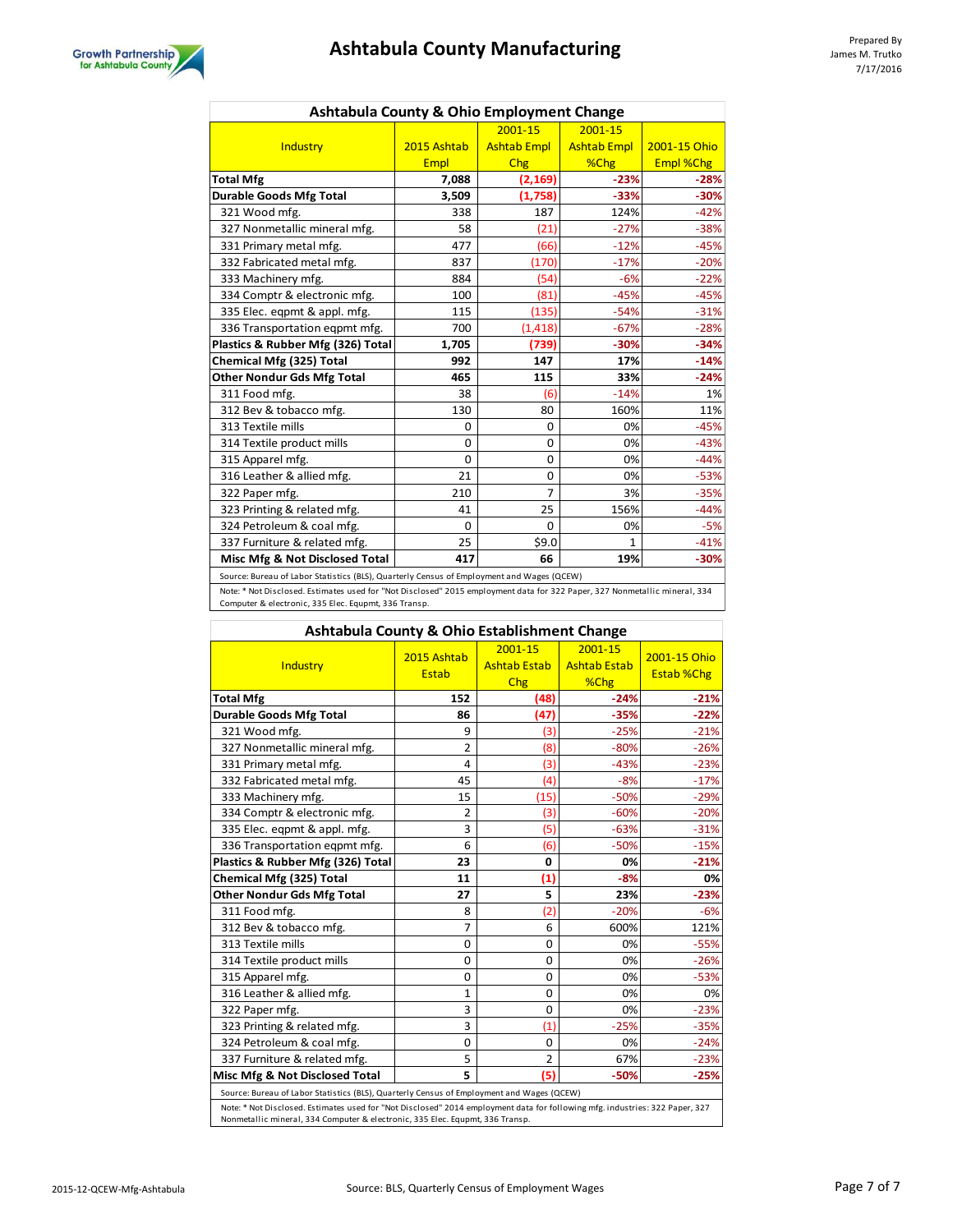# Ashtabula County Manufacturing

Prepared By
James M. Trutko
7/17/2016

| Ashtabula County & Ohio Employment Change | | | | |
|---|---|---|---|---|
| Industry | 2015 Ashtab Empl | 2001-15 Ashtab Empl Chg | 2001-15 Ashtab Empl %Chg | 2001-15 Ohio Empl %Chg |
| **Total Mfg** | **7,088** | **(2,169)** | **-23%** | **-28%** |
| **Durable Goods Mfg Total** | **3,509** | **(1,758)** | **-33%** | **-30%** |
| 321 Wood mfg. | 338 | 187 | 124% | -42% |
| 327 Nonmetallic mineral mfg. | 58 | (21) | -27% | -38% |
| 331 Primary metal mfg. | 477 | (66) | -12% | -45% |
| 332 Fabricated metal mfg. | 837 | (170) | -17% | -20% |
| 333 Machinery mfg. | 884 | (54) | -6% | -22% |
| 334 Comptr & electronic mfg. | 100 | (81) | -45% | -45% |
| 335 Elec. eqpmt & appl. mfg. | 115 | (135) | -54% | -31% |
| 336 Transportation eqpmt mfg. | 700 | (1,418) | -67% | -28% |
| **Plastics & Rubber Mfg (326) Total** | **1,705** | **(739)** | **-30%** | **-34%** |
| **Chemical Mfg (325) Total** | **992** | **147** | **17%** | **-14%** |
| **Other Nondur Gds Mfg Total** | **465** | **115** | **33%** | **-24%** |
| 311 Food mfg. | 38 | (6) | -14% | 1% |
| 312 Bev & tobacco mfg. | 130 | 80 | 160% | 11% |
| 313 Textile mills | 0 | 0 | 0% | -45% |
| 314 Textile product mills | 0 | 0 | 0% | -43% |
| 315 Apparel mfg. | 0 | 0 | 0% | -44% |
| 316 Leather & allied mfg. | 21 | 0 | 0% | -53% |
| 322 Paper mfg. | 210 | 7 | 3% | -35% |
| 323 Printing & related mfg. | 41 | 25 | 156% | -44% |
| 324 Petroleum & coal mfg. | 0 | 0 | 0% | -5% |
| 337 Furniture & related mfg. | 25 | $9.0 | 1 | -41% |
| **Misc Mfg & Not Disclosed Total** | **417** | **66** | **19%** | **-30%** |

Source: Bureau of Labor Statistics (BLS), Quarterly Census of Employment and Wages (QCEW)

Note: * Not Disclosed. Estimates used for "Not Disclosed" 2015 employment data for 322 Paper, 327 Nonmetallic mineral, 334 Computer & electronic, 335 Elec. Equpmt, 336 Transp.

| Ashtabula County & Ohio Establishment Change | | | | |
|---|---|---|---|---|
| Industry | 2015 Ashtab Estab | 2001-15 Ashtab Estab Chg | 2001-15 Ashtab Estab %Chg | 2001-15 Ohio Estab %Chg |
| **Total Mfg** | **152** | **(48)** | **-24%** | **-21%** |
| **Durable Goods Mfg Total** | **86** | **(47)** | **-35%** | **-22%** |
| 321 Wood mfg. | 9 | (3) | -25% | -21% |
| 327 Nonmetallic mineral mfg. | 2 | (8) | -80% | -26% |
| 331 Primary metal mfg. | 4 | (3) | -43% | -23% |
| 332 Fabricated metal mfg. | 45 | (4) | -8% | -17% |
| 333 Machinery mfg. | 15 | (15) | -50% | -29% |
| 334 Comptr & electronic mfg. | 2 | (3) | -60% | -20% |
| 335 Elec. eqpmt & appl. mfg. | 3 | (5) | -63% | -31% |
| 336 Transportation eqpmt mfg. | 6 | (6) | -50% | -15% |
| **Plastics & Rubber Mfg (326) Total** | **23** | **0** | **0%** | **-21%** |
| **Chemical Mfg (325) Total** | **11** | **(1)** | **-8%** | **0%** |
| **Other Nondur Gds Mfg Total** | **27** | **5** | **23%** | **-23%** |
| 311 Food mfg. | 8 | (2) | -20% | -6% |
| 312 Bev & tobacco mfg. | 7 | 6 | 600% | 121% |
| 313 Textile mills | 0 | 0 | 0% | -55% |
| 314 Textile product mills | 0 | 0 | 0% | -26% |
| 315 Apparel mfg. | 0 | 0 | 0% | -53% |
| 316 Leather & allied mfg. | 1 | 0 | 0% | 0% |
| 322 Paper mfg. | 3 | 0 | 0% | -23% |
| 323 Printing & related mfg. | 3 | (1) | -25% | -35% |
| 324 Petroleum & coal mfg. | 0 | 0 | 0% | -24% |
| 337 Furniture & related mfg. | 5 | 2 | 67% | -23% |
| **Misc Mfg & Not Disclosed Total** | **5** | **(5)** | **-50%** | **-25%** |

Source: Bureau of Labor Statistics (BLS), Quarterly Census of Employment and Wages (QCEW)

Note: * Not Disclosed. Estimates used for "Not Disclosed" 2014 employment data for following mfg. industries: 322 Paper, 327 Nonmetallic mineral, 334 Computer & electronic, 335 Elec. Equpmt, 336 Transp.